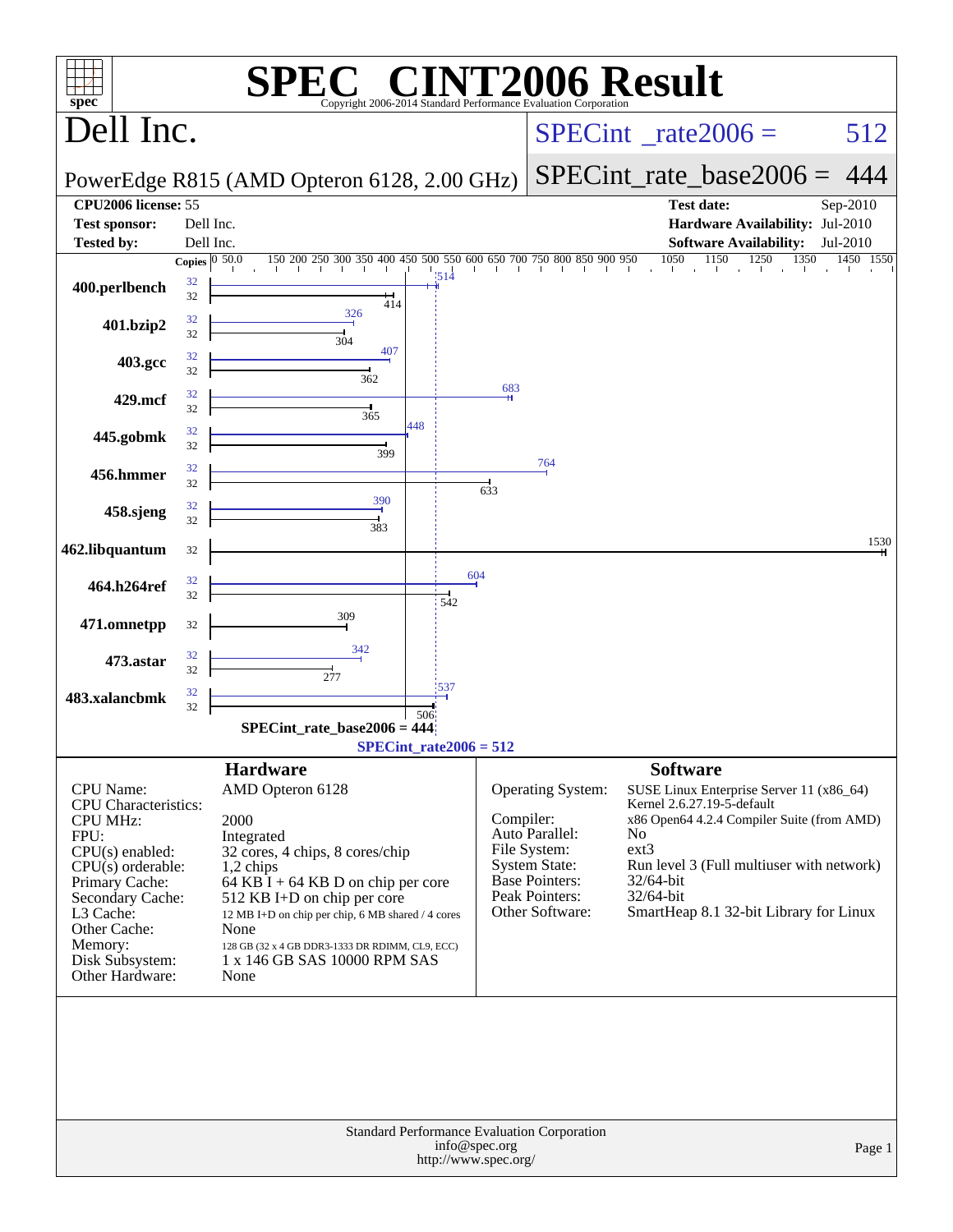# SPEC CINT2006 Result

Copyright 2006-2014 Standard Performance Evaluation Corporation

## Dell Inc.

PowerEdge R815 (AMD Opteron 6128, 2.00 GHz)

SPECint_rate2006 = 512

SPECint_rate_base2006 = 444

| | | | |
|---|---|---|---|
| **CPU2006 license:** | 55 | **Test date:** | Sep-2010 |
| **Test sponsor:** | Dell Inc. | **Hardware Availability:** | Jul-2010 |
| **Tested by:** | Dell Inc. | **Software Availability:** | Jul-2010 |

| Benchmark | Copies (peak) | Copies (base) | Peak | Base |
|---|---|---|---|---|
| 400.perlbench | 32 | 32 | 514 | 414 |
| 401.bzip2 | 32 | 32 | 326 | 304 |
| 403.gcc | 32 | 32 | 407 | 362 |
| 429.mcf | 32 | 32 | 683 | 365 |
| 445.gobmk | 32 | 32 | 448 | 399 |
| 456.hmmer | 32 | 32 | 764 | 633 |
| 458.sjeng | 32 | 32 | 390 | 383 |
| 462.libquantum | | 32 | | 1530 |
| 464.h264ref | 32 | 32 | 604 | 542 |
| 471.omnetpp | | 32 | | 309 |
| 473.astar | 32 | 32 | 342 | 277 |
| 483.xalancbmk | 32 | 32 | 537 | 506 |

SPECint_rate_base2006 = 444

SPECint_rate2006 = 512

### Hardware

| | |
|---|---|
| CPU Name: | AMD Opteron 6128 |
| CPU Characteristics: | |
| CPU MHz: | 2000 |
| FPU: | Integrated |
| CPU(s) enabled: | 32 cores, 4 chips, 8 cores/chip |
| CPU(s) orderable: | 1,2 chips |
| Primary Cache: | 64 KB I + 64 KB D on chip per core |
| Secondary Cache: | 512 KB I+D on chip per core |
| L3 Cache: | 12 MB I+D on chip per chip, 6 MB shared / 4 cores |
| Other Cache: | None |
| Memory: | 128 GB (32 x 4 GB DDR3-1333 DR RDIMM, CL9, ECC) |
| Disk Subsystem: | 1 x 146 GB SAS 10000 RPM SAS |
| Other Hardware: | None |

### Software

| | |
|---|---|
| Operating System: | SUSE Linux Enterprise Server 11 (x86_64) Kernel 2.6.27.19-5-default |
| Compiler: | x86 Open64 4.2.4 Compiler Suite (from AMD) |
| Auto Parallel: | No |
| File System: | ext3 |
| System State: | Run level 3 (Full multiuser with network) |
| Base Pointers: | 32/64-bit |
| Peak Pointers: | 32/64-bit |
| Other Software: | SmartHeap 8.1 32-bit Library for Linux |

Standard Performance Evaluation Corporation
info@spec.org
http://www.spec.org/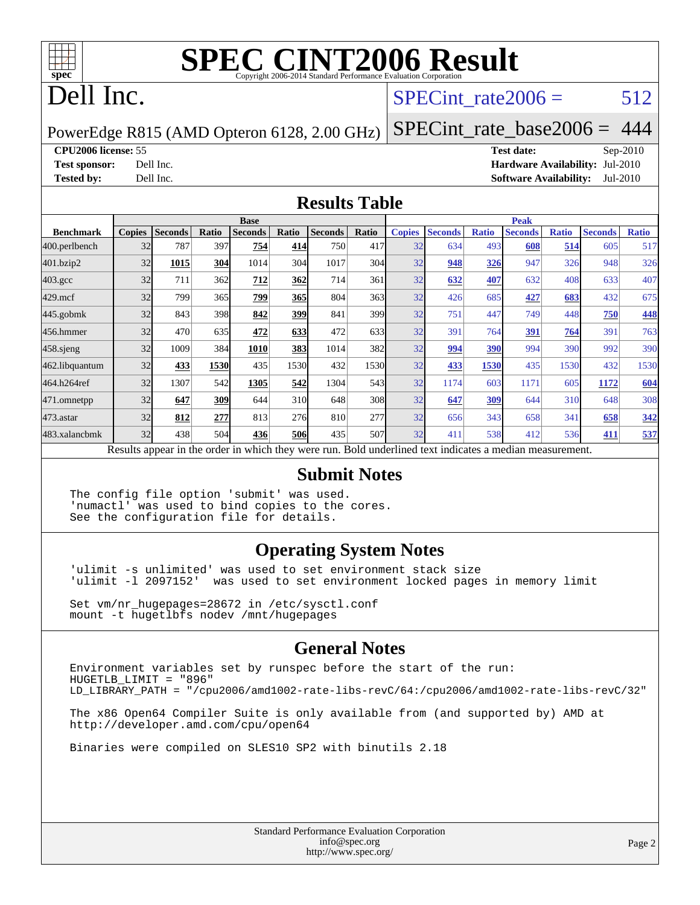# SPEC CINT2006 Result

Copyright 2006-2014 Standard Performance Evaluation Corporation

# Dell Inc.

PowerEdge R815 (AMD Opteron 6128, 2.00 GHz)

SPECint_rate2006 = 512

SPECint_rate_base2006 = 444

**CPU2006 license:** 55
**Test sponsor:** Dell Inc.
**Tested by:** Dell Inc.

**Test date:** Sep-2010
**Hardware Availability:** Jul-2010
**Software Availability:** Jul-2010

## Results Table

| | Base | | | | | | | Peak | | | | | | |
|---|---|---|---|---|---|---|---|---|---|---|---|---|---|---|
| **Benchmark** | **Copies** | **Seconds** | **Ratio** | **Seconds** | **Ratio** | **Seconds** | **Ratio** | **Copies** | **Seconds** | **Ratio** | **Seconds** | **Ratio** | **Seconds** | **Ratio** |
| 400.perlbench | 32 | 787 | 397 | **754** | **414** | 750 | 417 | 32 | 634 | 493 | **608** | **514** | 605 | 517 |
| 401.bzip2 | 32 | **1015** | **304** | 1014 | 304 | 1017 | 304 | 32 | **948** | **326** | 947 | 326 | 948 | 326 |
| 403.gcc | 32 | 711 | 362 | **712** | **362** | 714 | 361 | 32 | **632** | **407** | 632 | 408 | 633 | 407 |
| 429.mcf | 32 | 799 | 365 | **799** | **365** | 804 | 363 | 32 | 426 | 685 | **427** | **683** | 432 | 675 |
| 445.gobmk | 32 | 843 | 398 | **842** | **399** | 841 | 399 | 32 | 751 | 447 | 749 | 448 | **750** | **448** |
| 456.hmmer | 32 | 470 | 635 | **472** | **633** | 472 | 633 | 32 | 391 | 764 | **391** | **764** | 391 | 763 |
| 458.sjeng | 32 | 1009 | 384 | **1010** | **383** | 1014 | 382 | 32 | **994** | **390** | 994 | 390 | 992 | 390 |
| 462.libquantum | 32 | **433** | **1530** | 435 | 1530 | 432 | 1530 | 32 | **433** | **1530** | 435 | 1530 | 432 | 1530 |
| 464.h264ref | 32 | 1307 | 542 | **1305** | **542** | 1304 | 543 | 32 | 1174 | 603 | 1171 | 605 | **1172** | **604** |
| 471.omnetpp | 32 | **647** | **309** | 644 | 310 | 648 | 308 | 32 | **647** | **309** | 644 | 310 | 648 | 308 |
| 473.astar | 32 | **812** | **277** | 813 | 276 | 810 | 277 | 32 | 656 | 343 | 658 | 341 | **658** | **342** |
| 483.xalancbmk | 32 | 438 | 504 | **436** | **506** | 435 | 507 | 32 | 411 | 538 | 412 | 536 | **411** | **537** |

Results appear in the order in which they were run. Bold underlined text indicates a median measurement.

## Submit Notes

```
The config file option 'submit' was used.
'numactl' was used to bind copies to the cores.
See the configuration file for details.
```

## Operating System Notes

```
'ulimit -s unlimited' was used to set environment stack size
'ulimit -l 2097152'  was used to set environment locked pages in memory limit

Set vm/nr_hugepages=28672 in /etc/sysctl.conf
mount -t hugetlbfs nodev /mnt/hugepages
```

## General Notes

```
Environment variables set by runspec before the start of the run:
HUGETLB_LIMIT = "896"
LD_LIBRARY_PATH = "/cpu2006/amd1002-rate-libs-revC/64:/cpu2006/amd1002-rate-libs-revC/32"

The x86 Open64 Compiler Suite is only available from (and supported by) AMD at
http://developer.amd.com/cpu/open64

Binaries were compiled on SLES10 SP2 with binutils 2.18
```

Standard Performance Evaluation Corporation
info@spec.org
http://www.spec.org/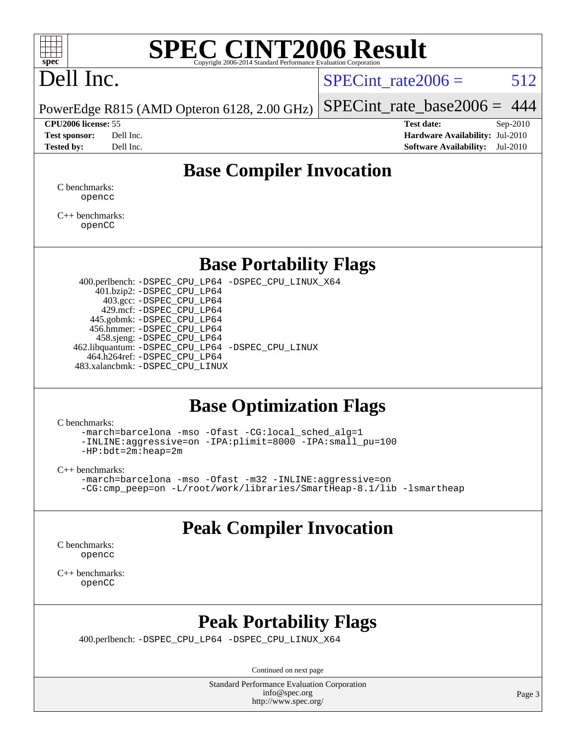# SPEC CINT2006 Result

Copyright 2006-2014 Standard Performance Evaluation Corporation

## Dell Inc.

PowerEdge R815 (AMD Opteron 6128, 2.00 GHz)

SPECint_rate2006 = 512

SPECint_rate_base2006 = 444

| | | | |
|---|---|---|---|
| **CPU2006 license:** 55 | | **Test date:** | Sep-2010 |
| **Test sponsor:** | Dell Inc. | **Hardware Availability:** | Jul-2010 |
| **Tested by:** | Dell Inc. | **Software Availability:** | Jul-2010 |

## Base Compiler Invocation

C benchmarks:
```
opencc
```

C++ benchmarks:
```
openCC
```

## Base Portability Flags

```
400.perlbench: -DSPEC_CPU_LP64 -DSPEC_CPU_LINUX_X64
    401.bzip2: -DSPEC_CPU_LP64
      403.gcc: -DSPEC_CPU_LP64
      429.mcf: -DSPEC_CPU_LP64
   445.gobmk: -DSPEC_CPU_LP64
   456.hmmer: -DSPEC_CPU_LP64
    458.sjeng: -DSPEC_CPU_LP64
462.libquantum: -DSPEC_CPU_LP64 -DSPEC_CPU_LINUX
  464.h264ref: -DSPEC_CPU_LP64
483.xalancbmk: -DSPEC_CPU_LINUX
```

## Base Optimization Flags

C benchmarks:
```
-march=barcelona -mso -Ofast -CG:local_sched_alg=1
-INLINE:aggressive=on -IPA:plimit=8000 -IPA:small_pu=100
-HP:bdt=2m:heap=2m
```

C++ benchmarks:
```
-march=barcelona -mso -Ofast -m32 -INLINE:aggressive=on
-CG:cmp_peep=on -L/root/work/libraries/SmartHeap-8.1/lib -lsmartheap
```

## Peak Compiler Invocation

C benchmarks:
```
opencc
```

C++ benchmarks:
```
openCC
```

## Peak Portability Flags

```
400.perlbench: -DSPEC_CPU_LP64 -DSPEC_CPU_LINUX_X64
```

Continued on next page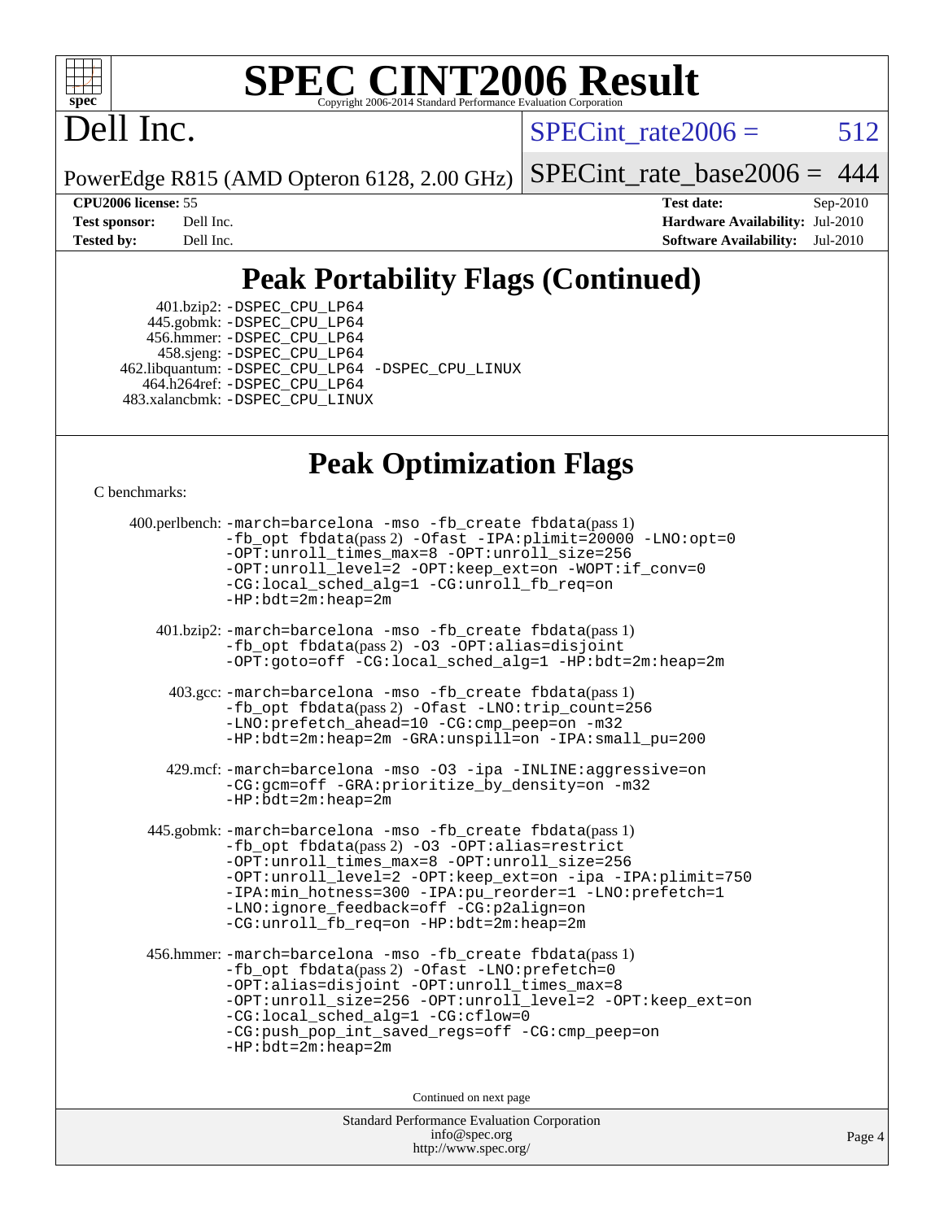# SPEC CINT2006 Result

Copyright 2006-2014 Standard Performance Evaluation Corporation

# Dell Inc.

PowerEdge R815 (AMD Opteron 6128, 2.00 GHz)

SPECint_rate2006 = 512

SPECint_rate_base2006 = 444

| | | | |
|---|---|---|---|
| **CPU2006 license:** | 55 | **Test date:** | Sep-2010 |
| **Test sponsor:** | Dell Inc. | **Hardware Availability:** | Jul-2010 |
| **Tested by:** | Dell Inc. | **Software Availability:** | Jul-2010 |

## Peak Portability Flags (Continued)

401.bzip2: -DSPEC_CPU_LP64
445.gobmk: -DSPEC_CPU_LP64
456.hmmer: -DSPEC_CPU_LP64
458.sjeng: -DSPEC_CPU_LP64
462.libquantum: -DSPEC_CPU_LP64 -DSPEC_CPU_LINUX
464.h264ref: -DSPEC_CPU_LP64
483.xalancbmk: -DSPEC_CPU_LINUX

## Peak Optimization Flags

C benchmarks:

400.perlbench: -march=barcelona -mso -fb_create fbdata(pass 1) -fb_opt fbdata(pass 2) -Ofast -IPA:plimit=20000 -LNO:opt=0 -OPT:unroll_times_max=8 -OPT:unroll_size=256 -OPT:unroll_level=2 -OPT:keep_ext=on -WOPT:if_conv=0 -CG:local_sched_alg=1 -CG:unroll_fb_req=on -HP:bdt=2m:heap=2m

401.bzip2: -march=barcelona -mso -fb_create fbdata(pass 1) -fb_opt fbdata(pass 2) -O3 -OPT:alias=disjoint -OPT:goto=off -CG:local_sched_alg=1 -HP:bdt=2m:heap=2m

403.gcc: -march=barcelona -mso -fb_create fbdata(pass 1) -fb_opt fbdata(pass 2) -Ofast -LNO:trip_count=256 -LNO:prefetch_ahead=10 -CG:cmp_peep=on -m32 -HP:bdt=2m:heap=2m -GRA:unspill=on -IPA:small_pu=200

429.mcf: -march=barcelona -mso -O3 -ipa -INLINE:aggressive=on -CG:gcm=off -GRA:prioritize_by_density=on -m32 -HP:bdt=2m:heap=2m

445.gobmk: -march=barcelona -mso -fb_create fbdata(pass 1) -fb_opt fbdata(pass 2) -O3 -OPT:alias=restrict -OPT:unroll_times_max=8 -OPT:unroll_size=256 -OPT:unroll_level=2 -OPT:keep_ext=on -ipa -IPA:plimit=750 -IPA:min_hotness=300 -IPA:pu_reorder=1 -LNO:prefetch=1 -LNO:ignore_feedback=off -CG:p2align=on -CG:unroll_fb_req=on -HP:bdt=2m:heap=2m

456.hmmer: -march=barcelona -mso -fb_create fbdata(pass 1) -fb_opt fbdata(pass 2) -Ofast -LNO:prefetch=0 -OPT:alias=disjoint -OPT:unroll_times_max=8 -OPT:unroll_size=256 -OPT:unroll_level=2 -OPT:keep_ext=on -CG:local_sched_alg=1 -CG:cflow=0 -CG:push_pop_int_saved_regs=off -CG:cmp_peep=on -HP:bdt=2m:heap=2m

Continued on next page

Standard Performance Evaluation Corporation
info@spec.org
http://www.spec.org/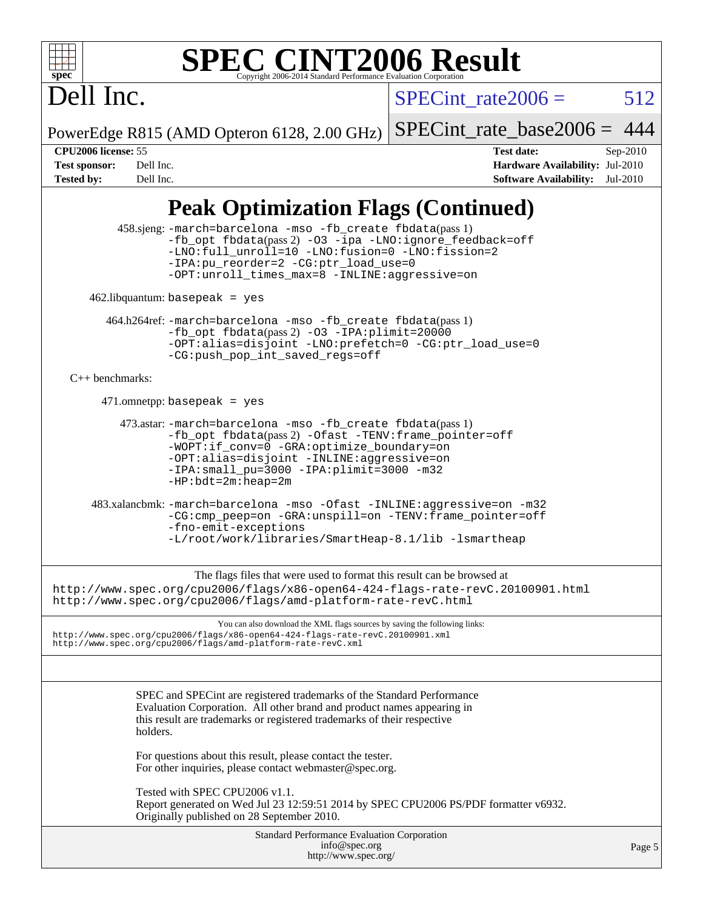# Peak Optimization Flags (Continued)

458.sjeng: -march=barcelona -mso -fb_create fbdata(pass 1) -fb_opt fbdata(pass 2) -O3 -ipa -LNO:ignore_feedback=off -LNO:full_unroll=10 -LNO:fusion=0 -LNO:fission=2 -IPA:pu_reorder=2 -CG:ptr_load_use=0 -OPT:unroll_times_max=8 -INLINE:aggressive=on

462.libquantum: basepeak = yes

464.h264ref: -march=barcelona -mso -fb_create fbdata(pass 1) -fb_opt fbdata(pass 2) -O3 -IPA:plimit=20000 -OPT:alias=disjoint -LNO:prefetch=0 -CG:ptr_load_use=0 -CG:push_pop_int_saved_regs=off

C++ benchmarks:

471.omnetpp: basepeak = yes

473.astar: -march=barcelona -mso -fb_create fbdata(pass 1) -fb_opt fbdata(pass 2) -Ofast -TENV:frame_pointer=off -WOPT:if_conv=0 -GRA:optimize_boundary=on -OPT:alias=disjoint -INLINE:aggressive=on -IPA:small_pu=3000 -IPA:plimit=3000 -m32 -HP:bdt=2m:heap=2m

483.xalancbmk: -march=barcelona -mso -Ofast -INLINE:aggressive=on -m32 -CG:cmp_peep=on -GRA:unspill=on -TENV:frame_pointer=off -fno-emit-exceptions -L/root/work/libraries/SmartHeap-8.1/lib -lsmartheap

The flags files that were used to format this result can be browsed at
http://www.spec.org/cpu2006/flags/x86-open64-424-flags-rate-revC.20100901.html
http://www.spec.org/cpu2006/flags/amd-platform-rate-revC.html

You can also download the XML flags sources by saving the following links:
http://www.spec.org/cpu2006/flags/x86-open64-424-flags-rate-revC.20100901.xml
http://www.spec.org/cpu2006/flags/amd-platform-rate-revC.xml

SPEC and SPECint are registered trademarks of the Standard Performance Evaluation Corporation. All other brand and product names appearing in this result are trademarks or registered trademarks of their respective holders.

For questions about this result, please contact the tester.
For other inquiries, please contact webmaster@spec.org.

Tested with SPEC CPU2006 v1.1.
Report generated on Wed Jul 23 12:59:51 2014 by SPEC CPU2006 PS/PDF formatter v6932.
Originally published on 28 September 2010.